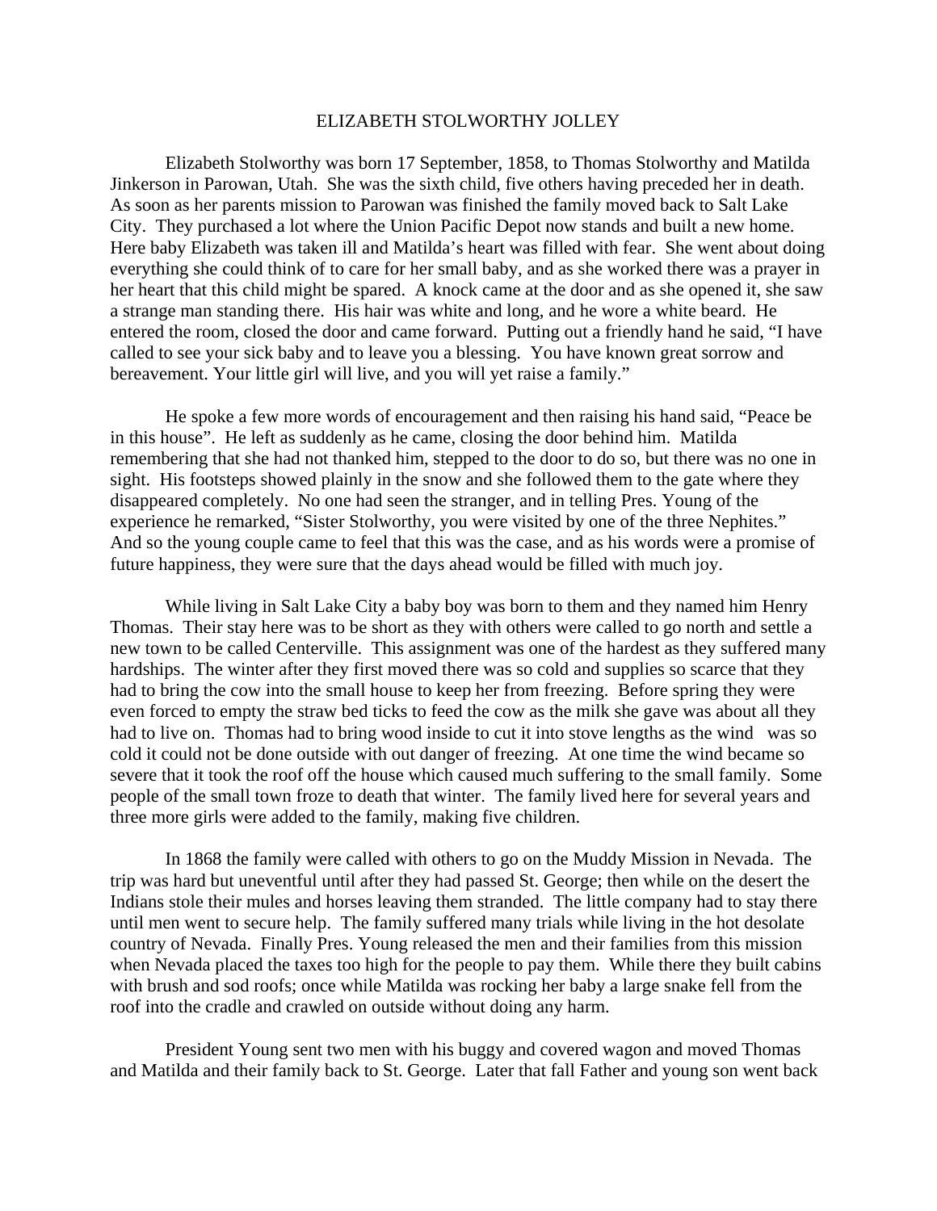# ELIZABETH STOLWORTHY JOLLEY

Elizabeth Stolworthy was born 17 September, 1858, to Thomas Stolworthy and Matilda Jinkerson in Parowan, Utah. She was the sixth child, five others having preceded her in death. As soon as her parents mission to Parowan was finished the family moved back to Salt Lake City. They purchased a lot where the Union Pacific Depot now stands and built a new home. Here baby Elizabeth was taken ill and Matilda's heart was filled with fear. She went about doing everything she could think of to care for her small baby, and as she worked there was a prayer in her heart that this child might be spared. A knock came at the door and as she opened it, she saw a strange man standing there. His hair was white and long, and he wore a white beard. He entered the room, closed the door and came forward. Putting out a friendly hand he said, "I have called to see your sick baby and to leave you a blessing. You have known great sorrow and bereavement. Your little girl will live, and you will yet raise a family."

He spoke a few more words of encouragement and then raising his hand said, "Peace be in this house". He left as suddenly as he came, closing the door behind him. Matilda remembering that she had not thanked him, stepped to the door to do so, but there was no one in sight. His footsteps showed plainly in the snow and she followed them to the gate where they disappeared completely. No one had seen the stranger, and in telling Pres. Young of the experience he remarked, "Sister Stolworthy, you were visited by one of the three Nephites." And so the young couple came to feel that this was the case, and as his words were a promise of future happiness, they were sure that the days ahead would be filled with much joy.

While living in Salt Lake City a baby boy was born to them and they named him Henry Thomas. Their stay here was to be short as they with others were called to go north and settle a new town to be called Centerville. This assignment was one of the hardest as they suffered many hardships. The winter after they first moved there was so cold and supplies so scarce that they had to bring the cow into the small house to keep her from freezing. Before spring they were even forced to empty the straw bed ticks to feed the cow as the milk she gave was about all they had to live on. Thomas had to bring wood inside to cut it into stove lengths as the wind was so cold it could not be done outside with out danger of freezing. At one time the wind became so severe that it took the roof off the house which caused much suffering to the small family. Some people of the small town froze to death that winter. The family lived here for several years and three more girls were added to the family, making five children.

In 1868 the family were called with others to go on the Muddy Mission in Nevada. The trip was hard but uneventful until after they had passed St. George; then while on the desert the Indians stole their mules and horses leaving them stranded. The little company had to stay there until men went to secure help. The family suffered many trials while living in the hot desolate country of Nevada. Finally Pres. Young released the men and their families from this mission when Nevada placed the taxes too high for the people to pay them. While there they built cabins with brush and sod roofs; once while Matilda was rocking her baby a large snake fell from the roof into the cradle and crawled on outside without doing any harm.

President Young sent two men with his buggy and covered wagon and moved Thomas and Matilda and their family back to St. George. Later that fall Father and young son went back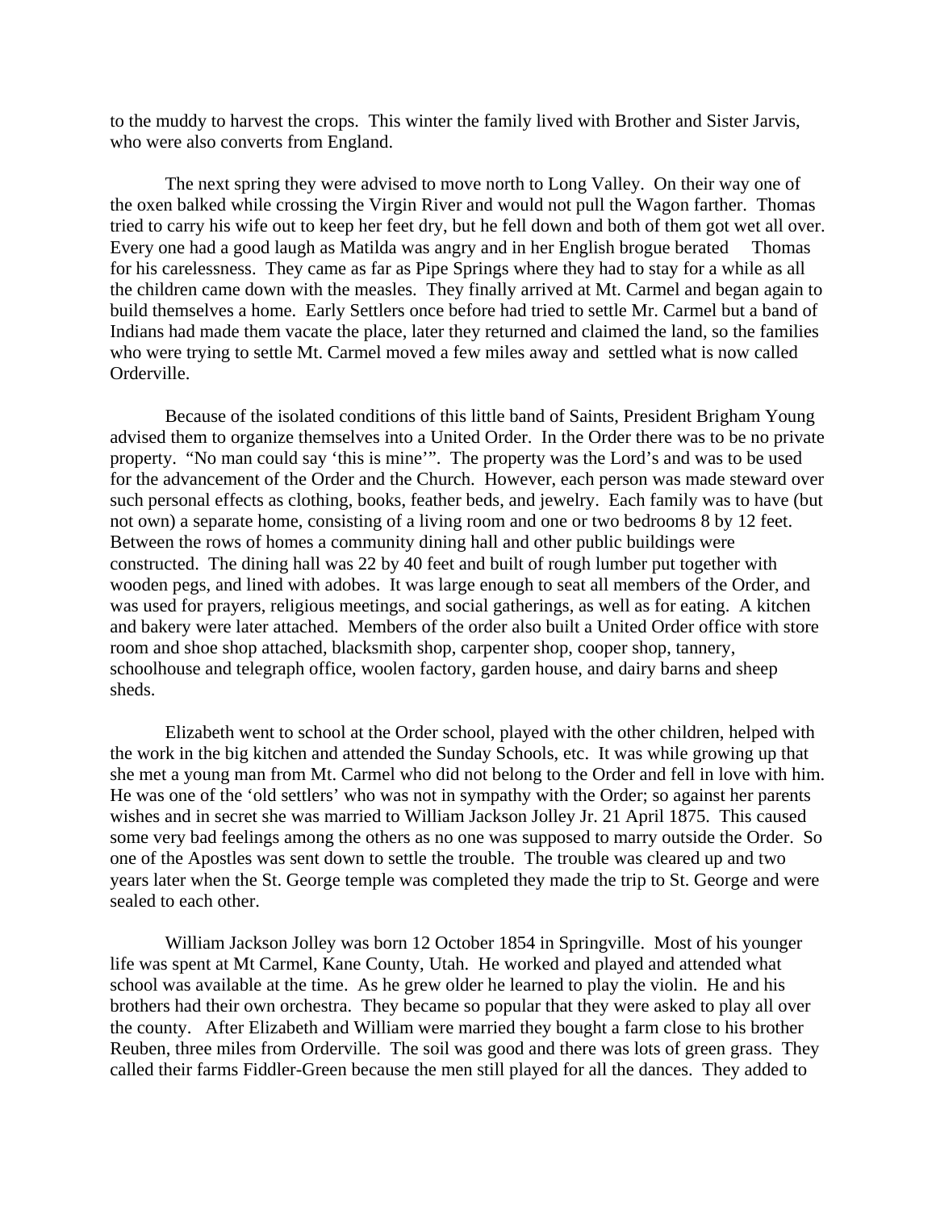to the muddy to harvest the crops. This winter the family lived with Brother and Sister Jarvis, who were also converts from England.

The next spring they were advised to move north to Long Valley. On their way one of the oxen balked while crossing the Virgin River and would not pull the Wagon farther. Thomas tried to carry his wife out to keep her feet dry, but he fell down and both of them got wet all over. Every one had a good laugh as Matilda was angry and in her English brogue berated Thomas for his carelessness. They came as far as Pipe Springs where they had to stay for a while as all the children came down with the measles. They finally arrived at Mt. Carmel and began again to build themselves a home. Early Settlers once before had tried to settle Mr. Carmel but a band of Indians had made them vacate the place, later they returned and claimed the land, so the families who were trying to settle Mt. Carmel moved a few miles away and settled what is now called Orderville.

Because of the isolated conditions of this little band of Saints, President Brigham Young advised them to organize themselves into a United Order. In the Order there was to be no private property. "No man could say 'this is mine'". The property was the Lord's and was to be used for the advancement of the Order and the Church. However, each person was made steward over such personal effects as clothing, books, feather beds, and jewelry. Each family was to have (but not own) a separate home, consisting of a living room and one or two bedrooms 8 by 12 feet. Between the rows of homes a community dining hall and other public buildings were constructed. The dining hall was 22 by 40 feet and built of rough lumber put together with wooden pegs, and lined with adobes. It was large enough to seat all members of the Order, and was used for prayers, religious meetings, and social gatherings, as well as for eating. A kitchen and bakery were later attached. Members of the order also built a United Order office with store room and shoe shop attached, blacksmith shop, carpenter shop, cooper shop, tannery, schoolhouse and telegraph office, woolen factory, garden house, and dairy barns and sheep sheds.

Elizabeth went to school at the Order school, played with the other children, helped with the work in the big kitchen and attended the Sunday Schools, etc. It was while growing up that she met a young man from Mt. Carmel who did not belong to the Order and fell in love with him. He was one of the 'old settlers' who was not in sympathy with the Order; so against her parents wishes and in secret she was married to William Jackson Jolley Jr. 21 April 1875. This caused some very bad feelings among the others as no one was supposed to marry outside the Order. So one of the Apostles was sent down to settle the trouble. The trouble was cleared up and two years later when the St. George temple was completed they made the trip to St. George and were sealed to each other.

William Jackson Jolley was born 12 October 1854 in Springville. Most of his younger life was spent at Mt Carmel, Kane County, Utah. He worked and played and attended what school was available at the time. As he grew older he learned to play the violin. He and his brothers had their own orchestra. They became so popular that they were asked to play all over the county. After Elizabeth and William were married they bought a farm close to his brother Reuben, three miles from Orderville. The soil was good and there was lots of green grass. They called their farms Fiddler-Green because the men still played for all the dances. They added to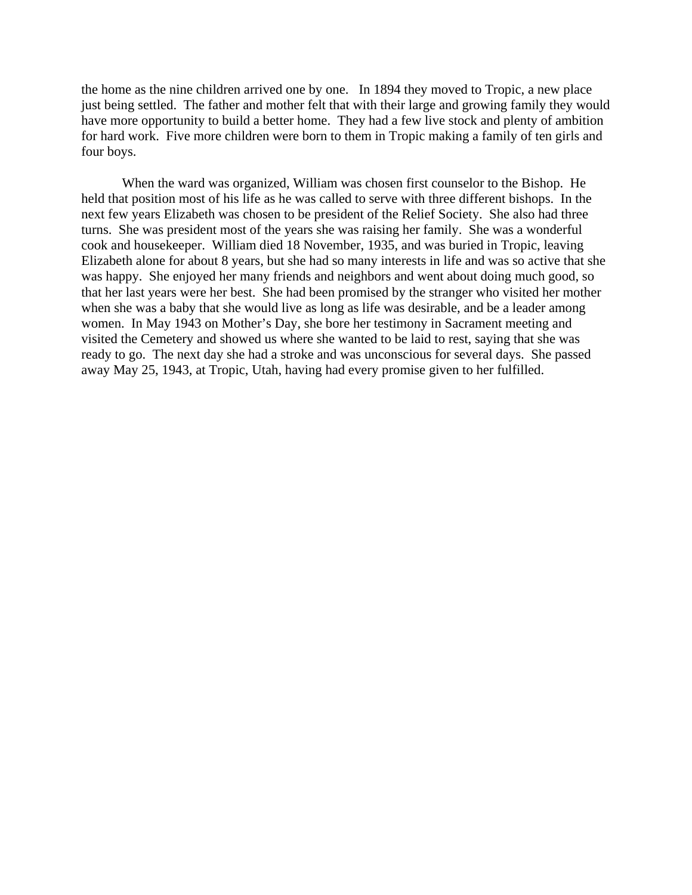the home as the nine children arrived one by one. In 1894 they moved to Tropic, a new place just being settled. The father and mother felt that with their large and growing family they would have more opportunity to build a better home. They had a few live stock and plenty of ambition for hard work. Five more children were born to them in Tropic making a family of ten girls and four boys.

When the ward was organized, William was chosen first counselor to the Bishop. He held that position most of his life as he was called to serve with three different bishops. In the next few years Elizabeth was chosen to be president of the Relief Society. She also had three turns. She was president most of the years she was raising her family. She was a wonderful cook and housekeeper. William died 18 November, 1935, and was buried in Tropic, leaving Elizabeth alone for about 8 years, but she had so many interests in life and was so active that she was happy. She enjoyed her many friends and neighbors and went about doing much good, so that her last years were her best. She had been promised by the stranger who visited her mother when she was a baby that she would live as long as life was desirable, and be a leader among women. In May 1943 on Mother's Day, she bore her testimony in Sacrament meeting and visited the Cemetery and showed us where she wanted to be laid to rest, saying that she was ready to go. The next day she had a stroke and was unconscious for several days. She passed away May 25, 1943, at Tropic, Utah, having had every promise given to her fulfilled.